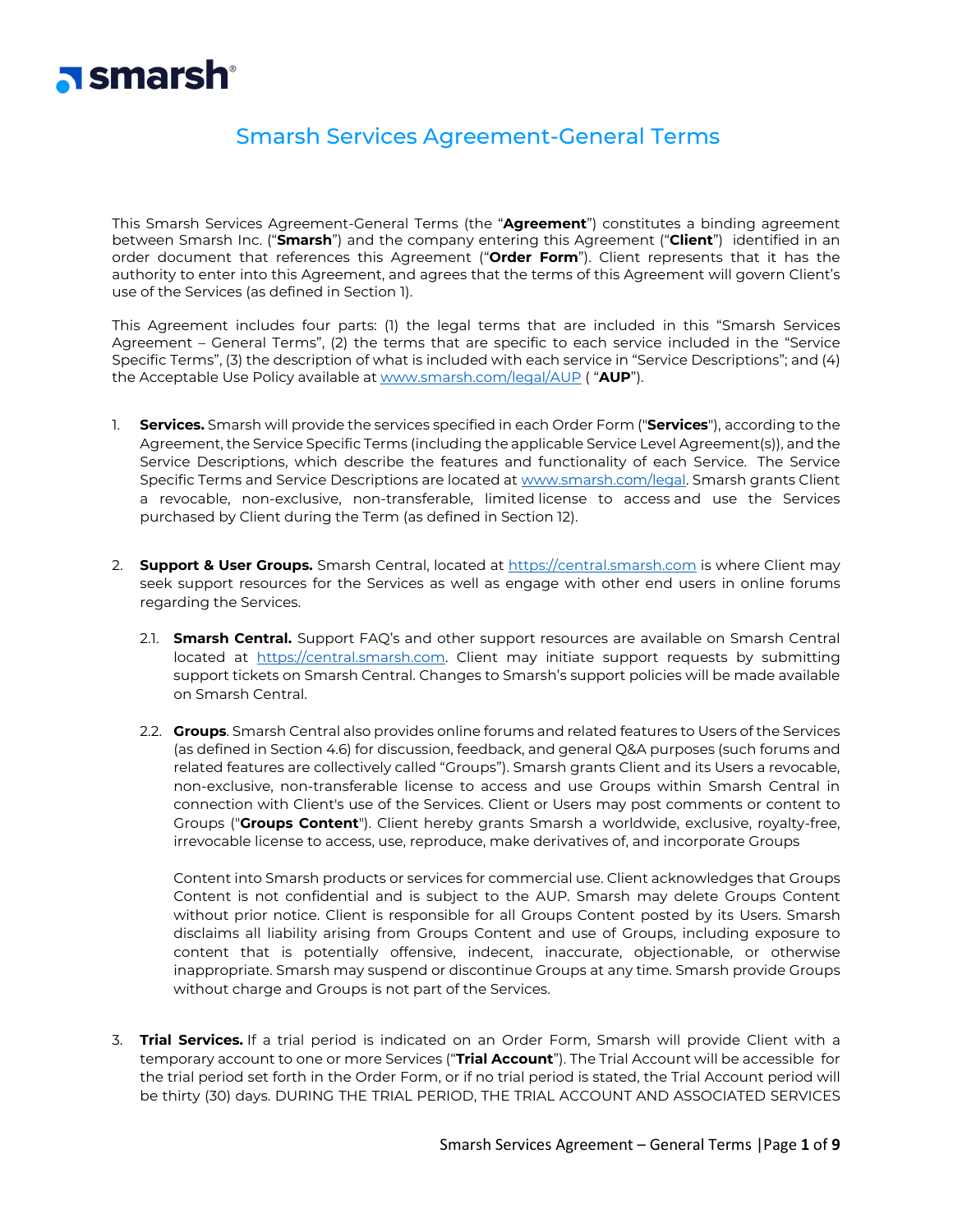smarsh®

# Smarsh Services Agreement-General Terms

This Smarsh Services Agreement-General Terms (the "**Agreement**") constitutes a binding agreement between Smarsh Inc. ("**Smarsh**") and the company entering this Agreement ("**Client**") identified in an order document that references this Agreement ("**Order Form**"). Client represents that it has the authority to enter into this Agreement, and agrees that the terms of this Agreement will govern Client's use of the Services (as defined in Section 1).

This Agreement includes four parts: (1) the legal terms that are included in this "Smarsh Services Agreement – General Terms", (2) the terms that are specific to each service included in the "Service Specific Terms", (3) the description of what is included with each service in "Service Descriptions"; and (4) the Acceptable Use Policy available at www.smarsh.com/legal/AUP ( "**AUP**").

1. **Services.** Smarsh will provide the services specified in each Order Form ("**Services**"), according to the Agreement, the Service Specific Terms (including the applicable Service Level Agreement(s)), and the Service Descriptions, which describe the features and functionality of each Service. The Service Specific Terms and Service Descriptions are located at www.smarsh.com/legal. Smarsh grants Client a revocable, non-exclusive, non-transferable, limited license to access and use the Services purchased by Client during the Term (as defined in Section 12).

2. **Support & User Groups.** Smarsh Central, located at https://central.smarsh.com is where Client may seek support resources for the Services as well as engage with other end users in online forums regarding the Services.

   2.1. **Smarsh Central.** Support FAQ's and other support resources are available on Smarsh Central located at https://central.smarsh.com. Client may initiate support requests by submitting support tickets on Smarsh Central. Changes to Smarsh's support policies will be made available on Smarsh Central.

   2.2. **Groups**. Smarsh Central also provides online forums and related features to Users of the Services (as defined in Section 4.6) for discussion, feedback, and general Q&A purposes (such forums and related features are collectively called "Groups"). Smarsh grants Client and its Users a revocable, non-exclusive, non-transferable license to access and use Groups within Smarsh Central in connection with Client's use of the Services. Client or Users may post comments or content to Groups ("**Groups Content**"). Client hereby grants Smarsh a worldwide, exclusive, royalty-free, irrevocable license to access, use, reproduce, make derivatives of, and incorporate Groups Content into Smarsh products or services for commercial use. Client acknowledges that Groups Content is not confidential and is subject to the AUP. Smarsh may delete Groups Content without prior notice. Client is responsible for all Groups Content posted by its Users. Smarsh disclaims all liability arising from Groups Content and use of Groups, including exposure to content that is potentially offensive, indecent, inaccurate, objectionable, or otherwise inappropriate. Smarsh may suspend or discontinue Groups at any time. Smarsh provide Groups without charge and Groups is not part of the Services.

3. **Trial Services.** If a trial period is indicated on an Order Form, Smarsh will provide Client with a temporary account to one or more Services ("**Trial Account**"). The Trial Account will be accessible for the trial period set forth in the Order Form, or if no trial period is stated, the Trial Account period will be thirty (30) days. DURING THE TRIAL PERIOD, THE TRIAL ACCOUNT AND ASSOCIATED SERVICES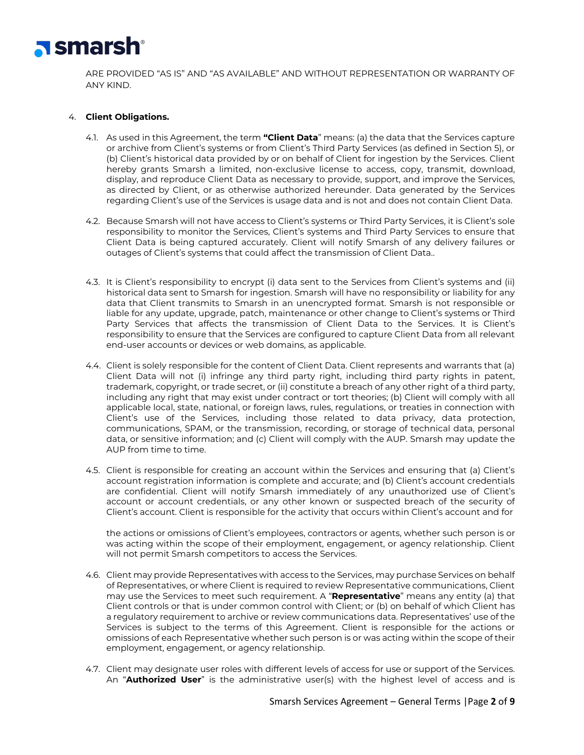ARE PROVIDED "AS IS" AND "AS AVAILABLE" AND WITHOUT REPRESENTATION OR WARRANTY OF ANY KIND.

4. **Client Obligations.**

4.1. As used in this Agreement, the term **"Client Data"** means: (a) the data that the Services capture or archive from Client's systems or from Client's Third Party Services (as defined in Section 5), or (b) Client's historical data provided by or on behalf of Client for ingestion by the Services. Client hereby grants Smarsh a limited, non-exclusive license to access, copy, transmit, download, display, and reproduce Client Data as necessary to provide, support, and improve the Services, as directed by Client, or as otherwise authorized hereunder. Data generated by the Services regarding Client's use of the Services is usage data and is not and does not contain Client Data.

4.2. Because Smarsh will not have access to Client's systems or Third Party Services, it is Client's sole responsibility to monitor the Services, Client's systems and Third Party Services to ensure that Client Data is being captured accurately. Client will notify Smarsh of any delivery failures or outages of Client's systems that could affect the transmission of Client Data..

4.3. It is Client's responsibility to encrypt (i) data sent to the Services from Client's systems and (ii) historical data sent to Smarsh for ingestion. Smarsh will have no responsibility or liability for any data that Client transmits to Smarsh in an unencrypted format. Smarsh is not responsible or liable for any update, upgrade, patch, maintenance or other change to Client's systems or Third Party Services that affects the transmission of Client Data to the Services. It is Client's responsibility to ensure that the Services are configured to capture Client Data from all relevant end-user accounts or devices or web domains, as applicable.

4.4. Client is solely responsible for the content of Client Data. Client represents and warrants that (a) Client Data will not (i) infringe any third party right, including third party rights in patent, trademark, copyright, or trade secret, or (ii) constitute a breach of any other right of a third party, including any right that may exist under contract or tort theories; (b) Client will comply with all applicable local, state, national, or foreign laws, rules, regulations, or treaties in connection with Client's use of the Services, including those related to data privacy, data protection, communications, SPAM, or the transmission, recording, or storage of technical data, personal data, or sensitive information; and (c) Client will comply with the AUP. Smarsh may update the AUP from time to time.

4.5. Client is responsible for creating an account within the Services and ensuring that (a) Client's account registration information is complete and accurate; and (b) Client's account credentials are confidential. Client will notify Smarsh immediately of any unauthorized use of Client's account or account credentials, or any other known or suspected breach of the security of Client's account. Client is responsible for the activity that occurs within Client's account and for the actions or omissions of Client's employees, contractors or agents, whether such person is or was acting within the scope of their employment, engagement, or agency relationship. Client will not permit Smarsh competitors to access the Services.

4.6. Client may provide Representatives with access to the Services, may purchase Services on behalf of Representatives, or where Client is required to review Representative communications, Client may use the Services to meet such requirement. A "**Representative**" means any entity (a) that Client controls or that is under common control with Client; or (b) on behalf of which Client has a regulatory requirement to archive or review communications data. Representatives' use of the Services is subject to the terms of this Agreement. Client is responsible for the actions or omissions of each Representative whether such person is or was acting within the scope of their employment, engagement, or agency relationship.

4.7. Client may designate user roles with different levels of access for use or support of the Services. An "**Authorized User**" is the administrative user(s) with the highest level of access and is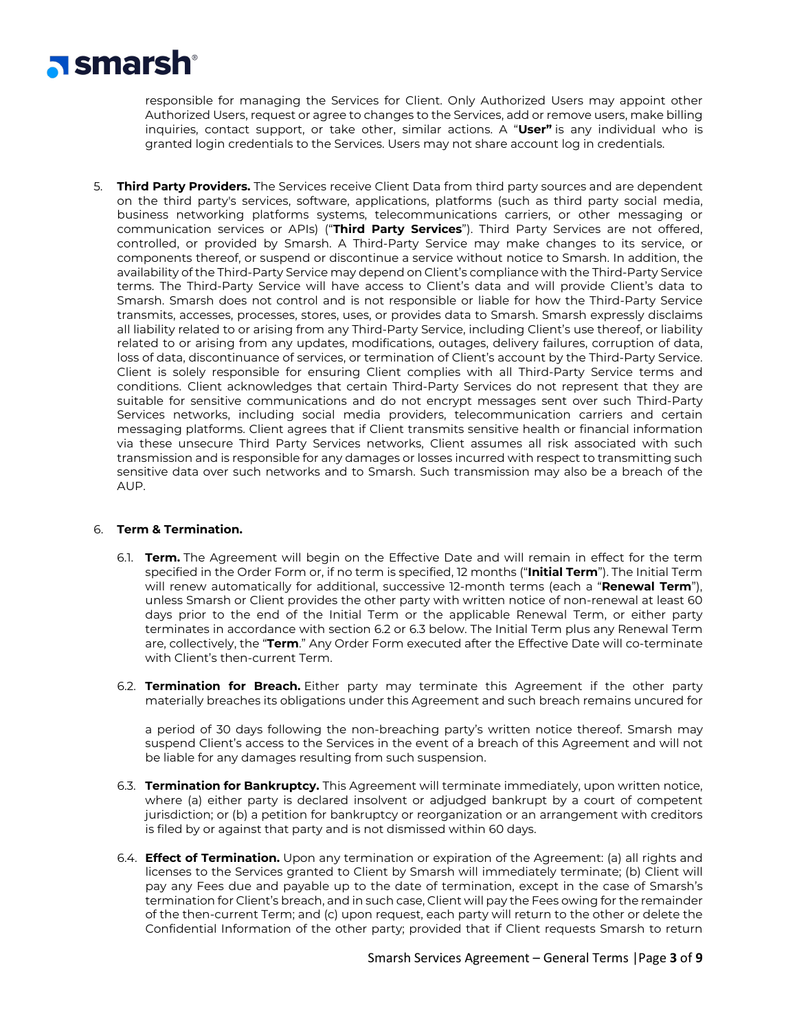responsible for managing the Services for Client. Only Authorized Users may appoint other Authorized Users, request or agree to changes to the Services, add or remove users, make billing inquiries, contact support, or take other, similar actions. A "**User"** is any individual who is granted login credentials to the Services. Users may not share account log in credentials.

5. **Third Party Providers.** The Services receive Client Data from third party sources and are dependent on the third party's services, software, applications, platforms (such as third party social media, business networking platforms systems, telecommunications carriers, or other messaging or communication services or APIs) ("**Third Party Services**"). Third Party Services are not offered, controlled, or provided by Smarsh. A Third-Party Service may make changes to its service, or components thereof, or suspend or discontinue a service without notice to Smarsh. In addition, the availability of the Third-Party Service may depend on Client's compliance with the Third-Party Service terms. The Third-Party Service will have access to Client's data and will provide Client's data to Smarsh. Smarsh does not control and is not responsible or liable for how the Third-Party Service transmits, accesses, processes, stores, uses, or provides data to Smarsh. Smarsh expressly disclaims all liability related to or arising from any Third-Party Service, including Client's use thereof, or liability related to or arising from any updates, modifications, outages, delivery failures, corruption of data, loss of data, discontinuance of services, or termination of Client's account by the Third-Party Service. Client is solely responsible for ensuring Client complies with all Third-Party Service terms and conditions. Client acknowledges that certain Third-Party Services do not represent that they are suitable for sensitive communications and do not encrypt messages sent over such Third-Party Services networks, including social media providers, telecommunication carriers and certain messaging platforms. Client agrees that if Client transmits sensitive health or financial information via these unsecure Third Party Services networks, Client assumes all risk associated with such transmission and is responsible for any damages or losses incurred with respect to transmitting such sensitive data over such networks and to Smarsh. Such transmission may also be a breach of the AUP.

6. **Term & Termination.**

   6.1. **Term.** The Agreement will begin on the Effective Date and will remain in effect for the term specified in the Order Form or, if no term is specified, 12 months ("**Initial Term**"). The Initial Term will renew automatically for additional, successive 12-month terms (each a "**Renewal Term**"), unless Smarsh or Client provides the other party with written notice of non-renewal at least 60 days prior to the end of the Initial Term or the applicable Renewal Term, or either party terminates in accordance with section 6.2 or 6.3 below. The Initial Term plus any Renewal Term are, collectively, the "**Term**." Any Order Form executed after the Effective Date will co-terminate with Client's then-current Term.

   6.2. **Termination for Breach.** Either party may terminate this Agreement if the other party materially breaches its obligations under this Agreement and such breach remains uncured for a period of 30 days following the non-breaching party's written notice thereof. Smarsh may suspend Client's access to the Services in the event of a breach of this Agreement and will not be liable for any damages resulting from such suspension.

   6.3. **Termination for Bankruptcy.** This Agreement will terminate immediately, upon written notice, where (a) either party is declared insolvent or adjudged bankrupt by a court of competent jurisdiction; or (b) a petition for bankruptcy or reorganization or an arrangement with creditors is filed by or against that party and is not dismissed within 60 days.

   6.4. **Effect of Termination.** Upon any termination or expiration of the Agreement: (a) all rights and licenses to the Services granted to Client by Smarsh will immediately terminate; (b) Client will pay any Fees due and payable up to the date of termination, except in the case of Smarsh's termination for Client's breach, and in such case, Client will pay the Fees owing for the remainder of the then-current Term; and (c) upon request, each party will return to the other or delete the Confidential Information of the other party; provided that if Client requests Smarsh to return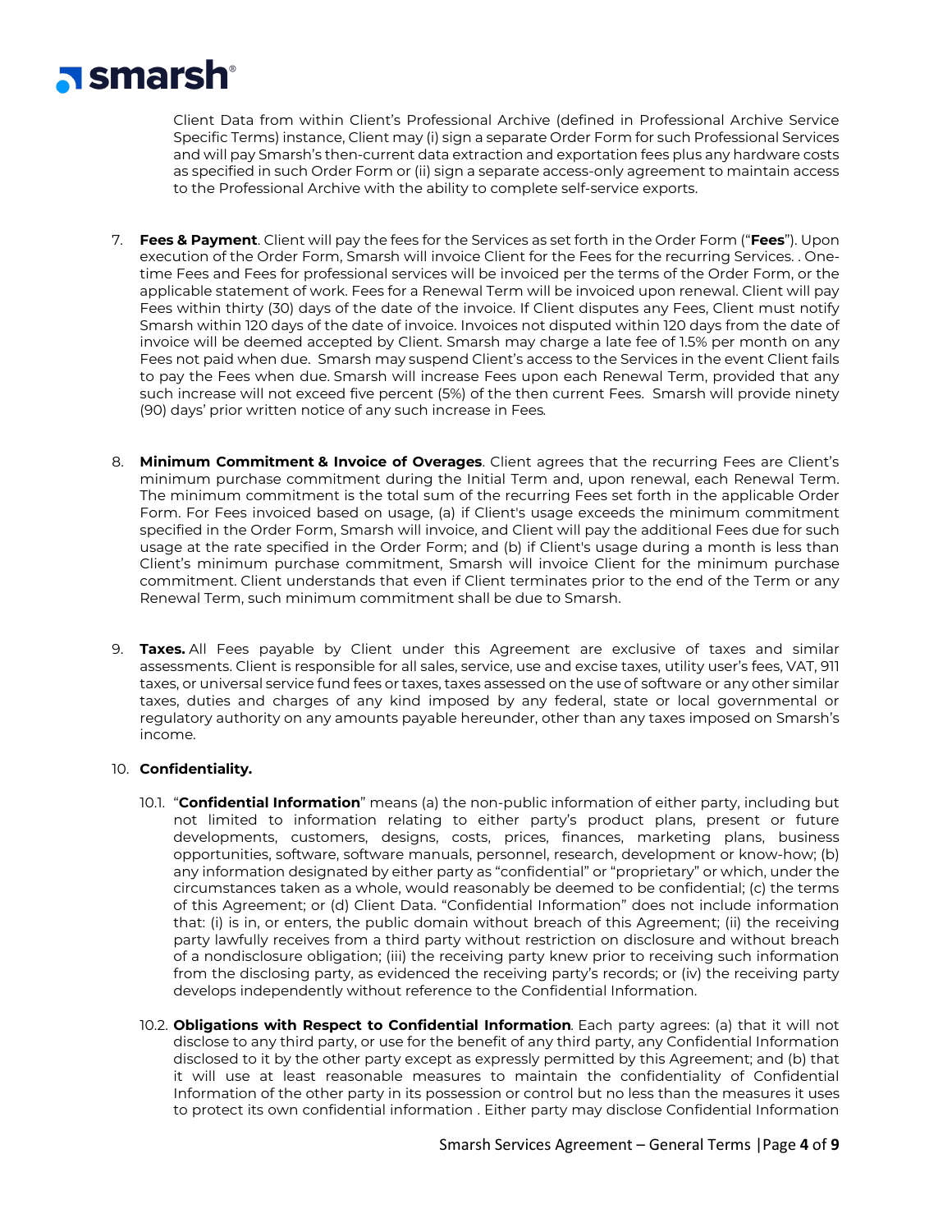Client Data from within Client's Professional Archive (defined in Professional Archive Service Specific Terms) instance, Client may (i) sign a separate Order Form for such Professional Services and will pay Smarsh's then-current data extraction and exportation fees plus any hardware costs as specified in such Order Form or (ii) sign a separate access-only agreement to maintain access to the Professional Archive with the ability to complete self-service exports.

7. **Fees & Payment**. Client will pay the fees for the Services as set forth in the Order Form ("**Fees**"). Upon execution of the Order Form, Smarsh will invoice Client for the Fees for the recurring Services. . One-time Fees and Fees for professional services will be invoiced per the terms of the Order Form, or the applicable statement of work. Fees for a Renewal Term will be invoiced upon renewal. Client will pay Fees within thirty (30) days of the date of the invoice. If Client disputes any Fees, Client must notify Smarsh within 120 days of the date of invoice. Invoices not disputed within 120 days from the date of invoice will be deemed accepted by Client. Smarsh may charge a late fee of 1.5% per month on any Fees not paid when due. Smarsh may suspend Client's access to the Services in the event Client fails to pay the Fees when due. Smarsh will increase Fees upon each Renewal Term, provided that any such increase will not exceed five percent (5%) of the then current Fees. Smarsh will provide ninety (90) days' prior written notice of any such increase in Fees.

8. **Minimum Commitment & Invoice of Overages**. Client agrees that the recurring Fees are Client's minimum purchase commitment during the Initial Term and, upon renewal, each Renewal Term. The minimum commitment is the total sum of the recurring Fees set forth in the applicable Order Form. For Fees invoiced based on usage, (a) if Client's usage exceeds the minimum commitment specified in the Order Form, Smarsh will invoice, and Client will pay the additional Fees due for such usage at the rate specified in the Order Form; and (b) if Client's usage during a month is less than Client's minimum purchase commitment, Smarsh will invoice Client for the minimum purchase commitment. Client understands that even if Client terminates prior to the end of the Term or any Renewal Term, such minimum commitment shall be due to Smarsh.

9. **Taxes.** All Fees payable by Client under this Agreement are exclusive of taxes and similar assessments. Client is responsible for all sales, service, use and excise taxes, utility user's fees, VAT, 911 taxes, or universal service fund fees or taxes, taxes assessed on the use of software or any other similar taxes, duties and charges of any kind imposed by any federal, state or local governmental or regulatory authority on any amounts payable hereunder, other than any taxes imposed on Smarsh's income.

10. **Confidentiality.**

    10.1. "**Confidential Information**" means (a) the non-public information of either party, including but not limited to information relating to either party's product plans, present or future developments, customers, designs, costs, prices, finances, marketing plans, business opportunities, software, software manuals, personnel, research, development or know-how; (b) any information designated by either party as "confidential" or "proprietary" or which, under the circumstances taken as a whole, would reasonably be deemed to be confidential; (c) the terms of this Agreement; or (d) Client Data. "Confidential Information" does not include information that: (i) is in, or enters, the public domain without breach of this Agreement; (ii) the receiving party lawfully receives from a third party without restriction on disclosure and without breach of a nondisclosure obligation; (iii) the receiving party knew prior to receiving such information from the disclosing party, as evidenced the receiving party's records; or (iv) the receiving party develops independently without reference to the Confidential Information.

    10.2. **Obligations with Respect to Confidential Information**. Each party agrees: (a) that it will not disclose to any third party, or use for the benefit of any third party, any Confidential Information disclosed to it by the other party except as expressly permitted by this Agreement; and (b) that it will use at least reasonable measures to maintain the confidentiality of Confidential Information of the other party in its possession or control but no less than the measures it uses to protect its own confidential information . Either party may disclose Confidential Information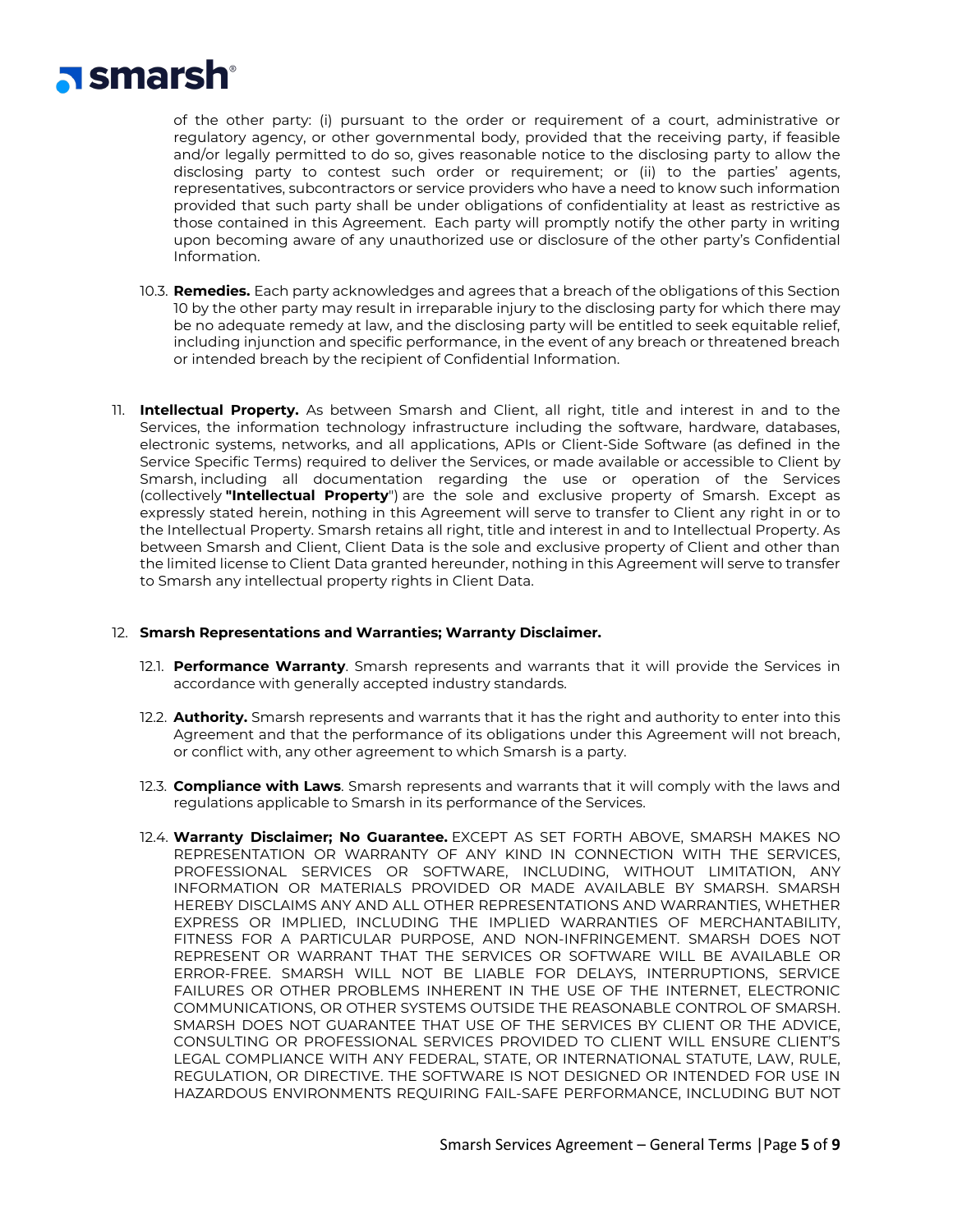of the other party: (i) pursuant to the order or requirement of a court, administrative or regulatory agency, or other governmental body, provided that the receiving party, if feasible and/or legally permitted to do so, gives reasonable notice to the disclosing party to allow the disclosing party to contest such order or requirement; or (ii) to the parties' agents, representatives, subcontractors or service providers who have a need to know such information provided that such party shall be under obligations of confidentiality at least as restrictive as those contained in this Agreement. Each party will promptly notify the other party in writing upon becoming aware of any unauthorized use or disclosure of the other party's Confidential Information.

10.3. **Remedies.** Each party acknowledges and agrees that a breach of the obligations of this Section 10 by the other party may result in irreparable injury to the disclosing party for which there may be no adequate remedy at law, and the disclosing party will be entitled to seek equitable relief, including injunction and specific performance, in the event of any breach or threatened breach or intended breach by the recipient of Confidential Information.

11. **Intellectual Property.** As between Smarsh and Client, all right, title and interest in and to the Services, the information technology infrastructure including the software, hardware, databases, electronic systems, networks, and all applications, APIs or Client-Side Software (as defined in the Service Specific Terms) required to deliver the Services, or made available or accessible to Client by Smarsh, including all documentation regarding the use or operation of the Services (collectively **"Intellectual Property"**) are the sole and exclusive property of Smarsh. Except as expressly stated herein, nothing in this Agreement will serve to transfer to Client any right in or to the Intellectual Property. Smarsh retains all right, title and interest in and to Intellectual Property. As between Smarsh and Client, Client Data is the sole and exclusive property of Client and other than the limited license to Client Data granted hereunder, nothing in this Agreement will serve to transfer to Smarsh any intellectual property rights in Client Data.

12. **Smarsh Representations and Warranties; Warranty Disclaimer.**

12.1. **Performance Warranty**. Smarsh represents and warrants that it will provide the Services in accordance with generally accepted industry standards.

12.2. **Authority.** Smarsh represents and warrants that it has the right and authority to enter into this Agreement and that the performance of its obligations under this Agreement will not breach, or conflict with, any other agreement to which Smarsh is a party.

12.3. **Compliance with Laws**. Smarsh represents and warrants that it will comply with the laws and regulations applicable to Smarsh in its performance of the Services.

12.4. **Warranty Disclaimer; No Guarantee.** EXCEPT AS SET FORTH ABOVE, SMARSH MAKES NO REPRESENTATION OR WARRANTY OF ANY KIND IN CONNECTION WITH THE SERVICES, PROFESSIONAL SERVICES OR SOFTWARE, INCLUDING, WITHOUT LIMITATION, ANY INFORMATION OR MATERIALS PROVIDED OR MADE AVAILABLE BY SMARSH. SMARSH HEREBY DISCLAIMS ANY AND ALL OTHER REPRESENTATIONS AND WARRANTIES, WHETHER EXPRESS OR IMPLIED, INCLUDING THE IMPLIED WARRANTIES OF MERCHANTABILITY, FITNESS FOR A PARTICULAR PURPOSE, AND NON-INFRINGEMENT. SMARSH DOES NOT REPRESENT OR WARRANT THAT THE SERVICES OR SOFTWARE WILL BE AVAILABLE OR ERROR-FREE. SMARSH WILL NOT BE LIABLE FOR DELAYS, INTERRUPTIONS, SERVICE FAILURES OR OTHER PROBLEMS INHERENT IN THE USE OF THE INTERNET, ELECTRONIC COMMUNICATIONS, OR OTHER SYSTEMS OUTSIDE THE REASONABLE CONTROL OF SMARSH. SMARSH DOES NOT GUARANTEE THAT USE OF THE SERVICES BY CLIENT OR THE ADVICE, CONSULTING OR PROFESSIONAL SERVICES PROVIDED TO CLIENT WILL ENSURE CLIENT'S LEGAL COMPLIANCE WITH ANY FEDERAL, STATE, OR INTERNATIONAL STATUTE, LAW, RULE, REGULATION, OR DIRECTIVE. THE SOFTWARE IS NOT DESIGNED OR INTENDED FOR USE IN HAZARDOUS ENVIRONMENTS REQUIRING FAIL-SAFE PERFORMANCE, INCLUDING BUT NOT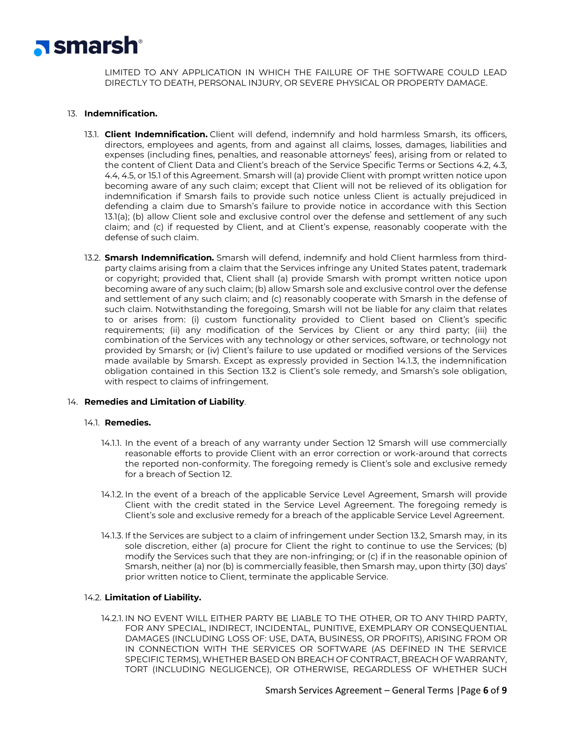LIMITED TO ANY APPLICATION IN WHICH THE FAILURE OF THE SOFTWARE COULD LEAD DIRECTLY TO DEATH, PERSONAL INJURY, OR SEVERE PHYSICAL OR PROPERTY DAMAGE.

13. **Indemnification.**

13.1. **Client Indemnification.** Client will defend, indemnify and hold harmless Smarsh, its officers, directors, employees and agents, from and against all claims, losses, damages, liabilities and expenses (including fines, penalties, and reasonable attorneys' fees), arising from or related to the content of Client Data and Client's breach of the Service Specific Terms or Sections 4.2, 4.3, 4.4, 4.5, or 15.1 of this Agreement. Smarsh will (a) provide Client with prompt written notice upon becoming aware of any such claim; except that Client will not be relieved of its obligation for indemnification if Smarsh fails to provide such notice unless Client is actually prejudiced in defending a claim due to Smarsh's failure to provide notice in accordance with this Section 13.1(a); (b) allow Client sole and exclusive control over the defense and settlement of any such claim; and (c) if requested by Client, and at Client's expense, reasonably cooperate with the defense of such claim.

13.2. **Smarsh Indemnification.** Smarsh will defend, indemnify and hold Client harmless from third-party claims arising from a claim that the Services infringe any United States patent, trademark or copyright; provided that, Client shall (a) provide Smarsh with prompt written notice upon becoming aware of any such claim; (b) allow Smarsh sole and exclusive control over the defense and settlement of any such claim; and (c) reasonably cooperate with Smarsh in the defense of such claim. Notwithstanding the foregoing, Smarsh will not be liable for any claim that relates to or arises from: (i) custom functionality provided to Client based on Client's specific requirements; (ii) any modification of the Services by Client or any third party; (iii) the combination of the Services with any technology or other services, software, or technology not provided by Smarsh; or (iv) Client's failure to use updated or modified versions of the Services made available by Smarsh. Except as expressly provided in Section 14.1.3, the indemnification obligation contained in this Section 13.2 is Client's sole remedy, and Smarsh's sole obligation, with respect to claims of infringement.

14. **Remedies and Limitation of Liability**.

14.1. **Remedies.**

14.1.1. In the event of a breach of any warranty under Section 12 Smarsh will use commercially reasonable efforts to provide Client with an error correction or work-around that corrects the reported non-conformity. The foregoing remedy is Client's sole and exclusive remedy for a breach of Section 12.

14.1.2. In the event of a breach of the applicable Service Level Agreement, Smarsh will provide Client with the credit stated in the Service Level Agreement. The foregoing remedy is Client's sole and exclusive remedy for a breach of the applicable Service Level Agreement.

14.1.3. If the Services are subject to a claim of infringement under Section 13.2, Smarsh may, in its sole discretion, either (a) procure for Client the right to continue to use the Services; (b) modify the Services such that they are non-infringing; or (c) if in the reasonable opinion of Smarsh, neither (a) nor (b) is commercially feasible, then Smarsh may, upon thirty (30) days' prior written notice to Client, terminate the applicable Service.

14.2. **Limitation of Liability.**

14.2.1. IN NO EVENT WILL EITHER PARTY BE LIABLE TO THE OTHER, OR TO ANY THIRD PARTY, FOR ANY SPECIAL, INDIRECT, INCIDENTAL, PUNITIVE, EXEMPLARY OR CONSEQUENTIAL DAMAGES (INCLUDING LOSS OF: USE, DATA, BUSINESS, OR PROFITS), ARISING FROM OR IN CONNECTION WITH THE SERVICES OR SOFTWARE (AS DEFINED IN THE SERVICE SPECIFIC TERMS), WHETHER BASED ON BREACH OF CONTRACT, BREACH OF WARRANTY, TORT (INCLUDING NEGLIGENCE), OR OTHERWISE, REGARDLESS OF WHETHER SUCH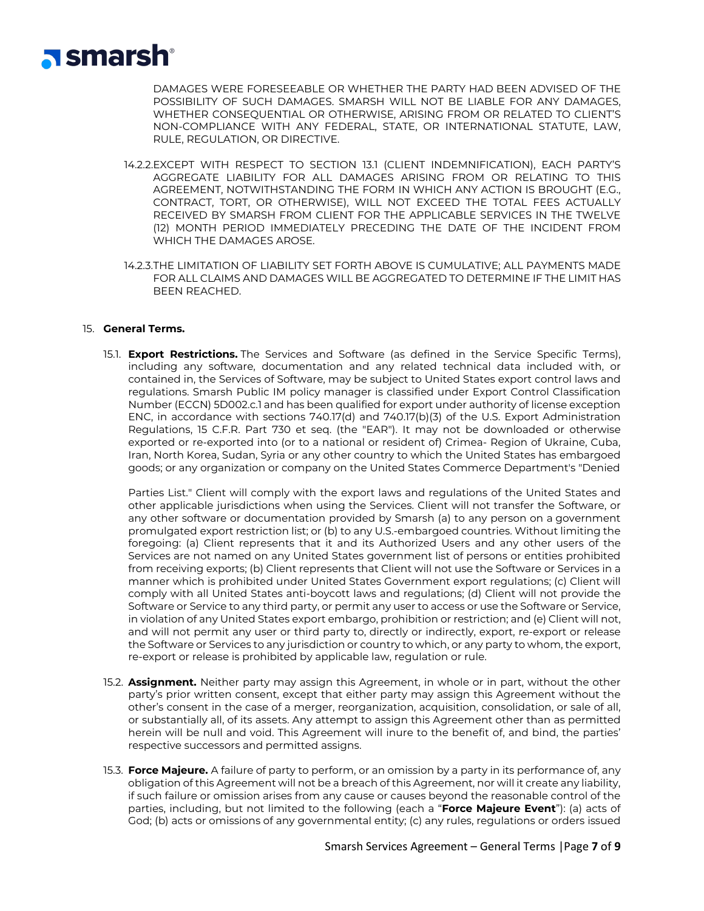DAMAGES WERE FORESEEABLE OR WHETHER THE PARTY HAD BEEN ADVISED OF THE POSSIBILITY OF SUCH DAMAGES. SMARSH WILL NOT BE LIABLE FOR ANY DAMAGES, WHETHER CONSEQUENTIAL OR OTHERWISE, ARISING FROM OR RELATED TO CLIENT'S NON-COMPLIANCE WITH ANY FEDERAL, STATE, OR INTERNATIONAL STATUTE, LAW, RULE, REGULATION, OR DIRECTIVE.

14.2.2. EXCEPT WITH RESPECT TO SECTION 13.1 (CLIENT INDEMNIFICATION), EACH PARTY'S AGGREGATE LIABILITY FOR ALL DAMAGES ARISING FROM OR RELATING TO THIS AGREEMENT, NOTWITHSTANDING THE FORM IN WHICH ANY ACTION IS BROUGHT (E.G., CONTRACT, TORT, OR OTHERWISE), WILL NOT EXCEED THE TOTAL FEES ACTUALLY RECEIVED BY SMARSH FROM CLIENT FOR THE APPLICABLE SERVICES IN THE TWELVE (12) MONTH PERIOD IMMEDIATELY PRECEDING THE DATE OF THE INCIDENT FROM WHICH THE DAMAGES AROSE.

14.2.3. THE LIMITATION OF LIABILITY SET FORTH ABOVE IS CUMULATIVE; ALL PAYMENTS MADE FOR ALL CLAIMS AND DAMAGES WILL BE AGGREGATED TO DETERMINE IF THE LIMIT HAS BEEN REACHED.

15. **General Terms.**

15.1. **Export Restrictions.** The Services and Software (as defined in the Service Specific Terms), including any software, documentation and any related technical data included with, or contained in, the Services of Software, may be subject to United States export control laws and regulations. Smarsh Public IM policy manager is classified under Export Control Classification Number (ECCN) 5D002.c.1 and has been qualified for export under authority of license exception ENC, in accordance with sections 740.17(d) and 740.17(b)(3) of the U.S. Export Administration Regulations, 15 C.F.R. Part 730 et seq. (the "EAR"). It may not be downloaded or otherwise exported or re-exported into (or to a national or resident of) Crimea- Region of Ukraine, Cuba, Iran, North Korea, Sudan, Syria or any other country to which the United States has embargoed goods; or any organization or company on the United States Commerce Department's "Denied Parties List." Client will comply with the export laws and regulations of the United States and other applicable jurisdictions when using the Services. Client will not transfer the Software, or any other software or documentation provided by Smarsh (a) to any person on a government promulgated export restriction list; or (b) to any U.S.-embargoed countries. Without limiting the foregoing: (a) Client represents that it and its Authorized Users and any other users of the Services are not named on any United States government list of persons or entities prohibited from receiving exports; (b) Client represents that Client will not use the Software or Services in a manner which is prohibited under United States Government export regulations; (c) Client will comply with all United States anti-boycott laws and regulations; (d) Client will not provide the Software or Service to any third party, or permit any user to access or use the Software or Service, in violation of any United States export embargo, prohibition or restriction; and (e) Client will not, and will not permit any user or third party to, directly or indirectly, export, re-export or release the Software or Services to any jurisdiction or country to which, or any party to whom, the export, re-export or release is prohibited by applicable law, regulation or rule.

15.2. **Assignment.** Neither party may assign this Agreement, in whole or in part, without the other party's prior written consent, except that either party may assign this Agreement without the other's consent in the case of a merger, reorganization, acquisition, consolidation, or sale of all, or substantially all, of its assets. Any attempt to assign this Agreement other than as permitted herein will be null and void. This Agreement will inure to the benefit of, and bind, the parties' respective successors and permitted assigns.

15.3. **Force Majeure.** A failure of party to perform, or an omission by a party in its performance of, any obligation of this Agreement will not be a breach of this Agreement, nor will it create any liability, if such failure or omission arises from any cause or causes beyond the reasonable control of the parties, including, but not limited to the following (each a "**Force Majeure Event**"): (a) acts of God; (b) acts or omissions of any governmental entity; (c) any rules, regulations or orders issued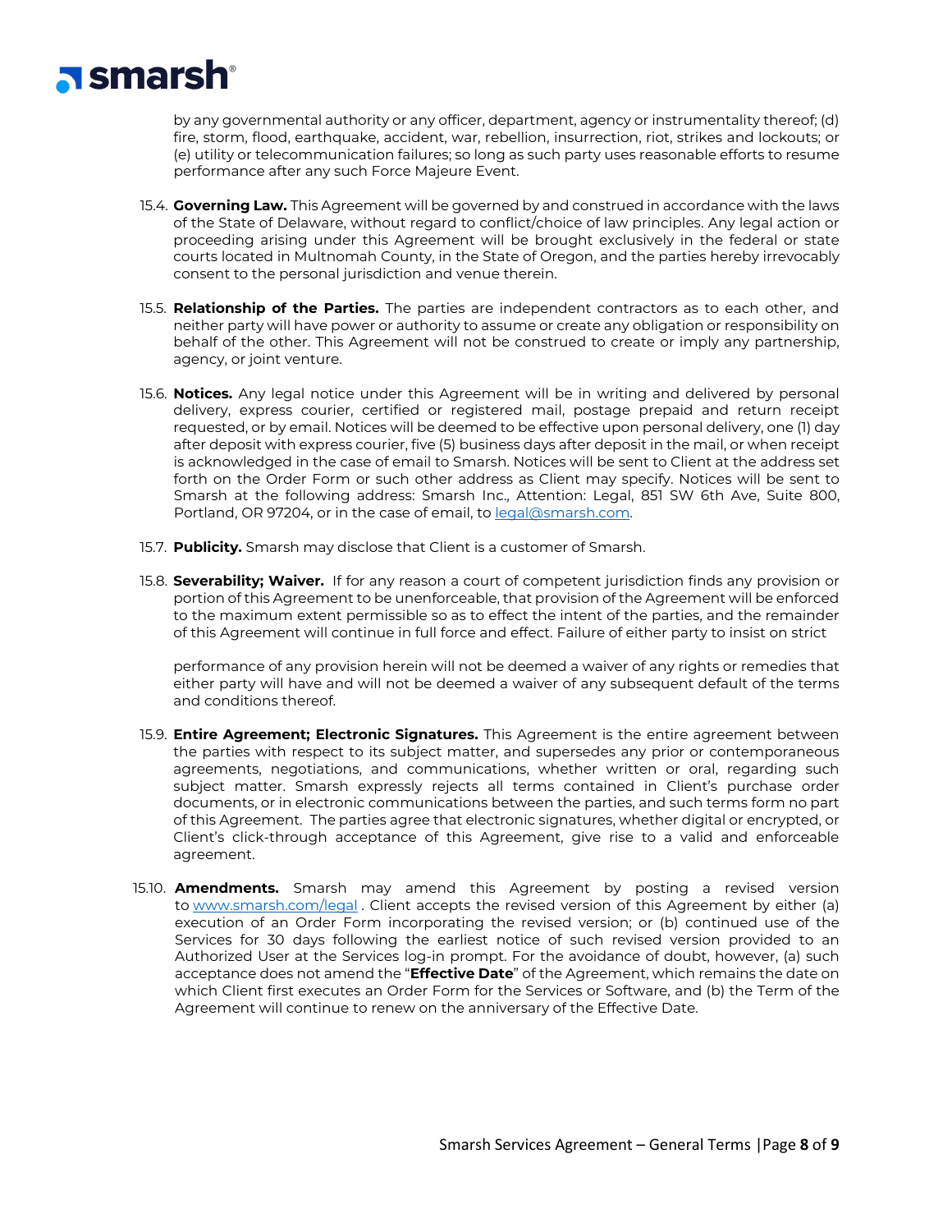by any governmental authority or any officer, department, agency or instrumentality thereof; (d) fire, storm, flood, earthquake, accident, war, rebellion, insurrection, riot, strikes and lockouts; or (e) utility or telecommunication failures; so long as such party uses reasonable efforts to resume performance after any such Force Majeure Event.

15.4. **Governing Law.** This Agreement will be governed by and construed in accordance with the laws of the State of Delaware, without regard to conflict/choice of law principles. Any legal action or proceeding arising under this Agreement will be brought exclusively in the federal or state courts located in Multnomah County, in the State of Oregon, and the parties hereby irrevocably consent to the personal jurisdiction and venue therein.

15.5. **Relationship of the Parties.** The parties are independent contractors as to each other, and neither party will have power or authority to assume or create any obligation or responsibility on behalf of the other. This Agreement will not be construed to create or imply any partnership, agency, or joint venture.

15.6. **Notices.** Any legal notice under this Agreement will be in writing and delivered by personal delivery, express courier, certified or registered mail, postage prepaid and return receipt requested, or by email. Notices will be deemed to be effective upon personal delivery, one (1) day after deposit with express courier, five (5) business days after deposit in the mail, or when receipt is acknowledged in the case of email to Smarsh. Notices will be sent to Client at the address set forth on the Order Form or such other address as Client may specify. Notices will be sent to Smarsh at the following address: Smarsh Inc., Attention: Legal, 851 SW 6th Ave, Suite 800, Portland, OR 97204, or in the case of email, to legal@smarsh.com.

15.7. **Publicity.** Smarsh may disclose that Client is a customer of Smarsh.

15.8. **Severability; Waiver.** If for any reason a court of competent jurisdiction finds any provision or portion of this Agreement to be unenforceable, that provision of the Agreement will be enforced to the maximum extent permissible so as to effect the intent of the parties, and the remainder of this Agreement will continue in full force and effect. Failure of either party to insist on strict performance of any provision herein will not be deemed a waiver of any rights or remedies that either party will have and will not be deemed a waiver of any subsequent default of the terms and conditions thereof.

15.9. **Entire Agreement; Electronic Signatures.** This Agreement is the entire agreement between the parties with respect to its subject matter, and supersedes any prior or contemporaneous agreements, negotiations, and communications, whether written or oral, regarding such subject matter. Smarsh expressly rejects all terms contained in Client's purchase order documents, or in electronic communications between the parties, and such terms form no part of this Agreement. The parties agree that electronic signatures, whether digital or encrypted, or Client's click-through acceptance of this Agreement, give rise to a valid and enforceable agreement.

15.10. **Amendments.** Smarsh may amend this Agreement by posting a revised version to www.smarsh.com/legal . Client accepts the revised version of this Agreement by either (a) execution of an Order Form incorporating the revised version; or (b) continued use of the Services for 30 days following the earliest notice of such revised version provided to an Authorized User at the Services log-in prompt. For the avoidance of doubt, however, (a) such acceptance does not amend the "**Effective Date**" of the Agreement, which remains the date on which Client first executes an Order Form for the Services or Software, and (b) the Term of the Agreement will continue to renew on the anniversary of the Effective Date.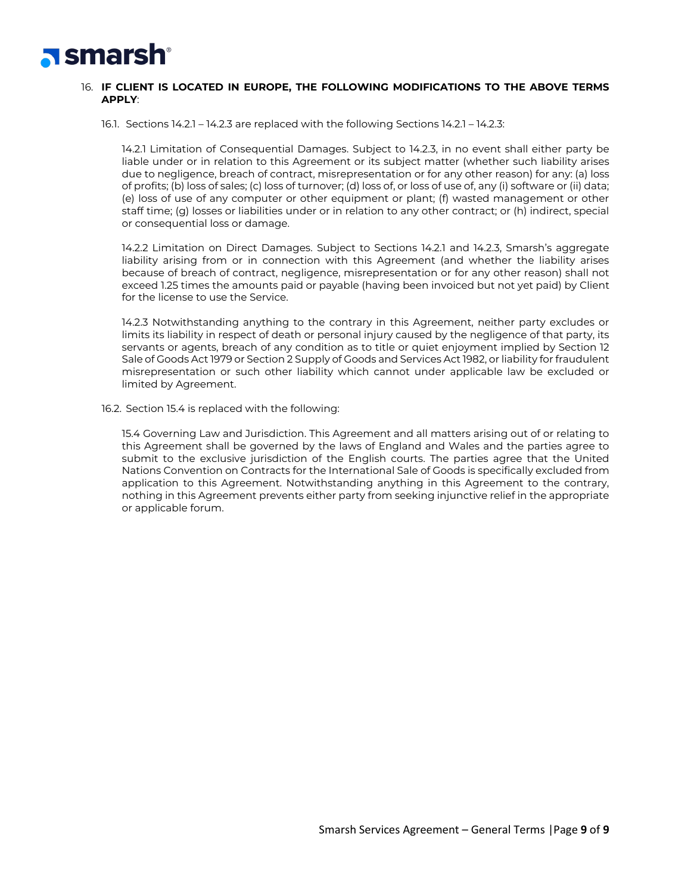16. **IF CLIENT IS LOCATED IN EUROPE, THE FOLLOWING MODIFICATIONS TO THE ABOVE TERMS APPLY**:

16.1. Sections 14.2.1 – 14.2.3 are replaced with the following Sections 14.2.1 – 14.2.3:

14.2.1 Limitation of Consequential Damages. Subject to 14.2.3, in no event shall either party be liable under or in relation to this Agreement or its subject matter (whether such liability arises due to negligence, breach of contract, misrepresentation or for any other reason) for any: (a) loss of profits; (b) loss of sales; (c) loss of turnover; (d) loss of, or loss of use of, any (i) software or (ii) data; (e) loss of use of any computer or other equipment or plant; (f) wasted management or other staff time; (g) losses or liabilities under or in relation to any other contract; or (h) indirect, special or consequential loss or damage.

14.2.2 Limitation on Direct Damages. Subject to Sections 14.2.1 and 14.2.3, Smarsh's aggregate liability arising from or in connection with this Agreement (and whether the liability arises because of breach of contract, negligence, misrepresentation or for any other reason) shall not exceed 1.25 times the amounts paid or payable (having been invoiced but not yet paid) by Client for the license to use the Service.

14.2.3 Notwithstanding anything to the contrary in this Agreement, neither party excludes or limits its liability in respect of death or personal injury caused by the negligence of that party, its servants or agents, breach of any condition as to title or quiet enjoyment implied by Section 12 Sale of Goods Act 1979 or Section 2 Supply of Goods and Services Act 1982, or liability for fraudulent misrepresentation or such other liability which cannot under applicable law be excluded or limited by Agreement.

16.2. Section 15.4 is replaced with the following:

15.4 Governing Law and Jurisdiction. This Agreement and all matters arising out of or relating to this Agreement shall be governed by the laws of England and Wales and the parties agree to submit to the exclusive jurisdiction of the English courts. The parties agree that the United Nations Convention on Contracts for the International Sale of Goods is specifically excluded from application to this Agreement. Notwithstanding anything in this Agreement to the contrary, nothing in this Agreement prevents either party from seeking injunctive relief in the appropriate or applicable forum.